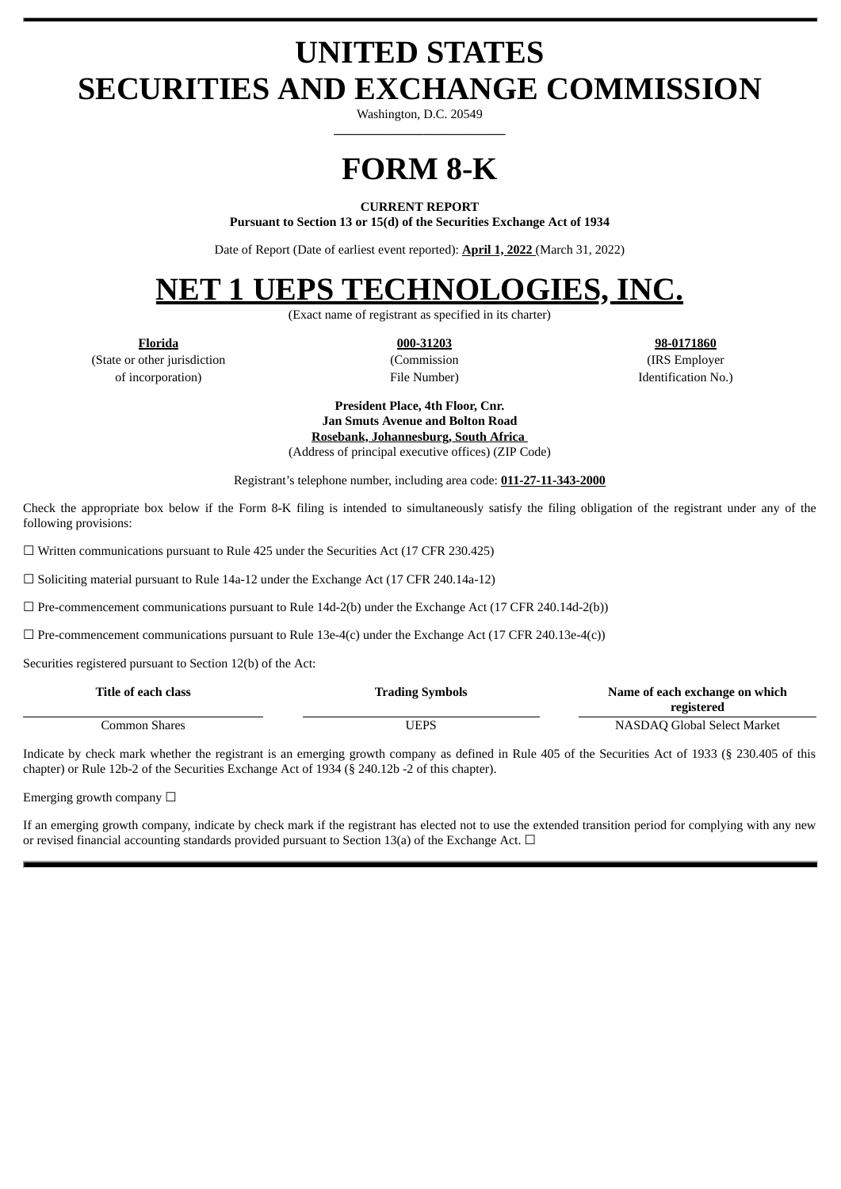# UNITED STATES
# SECURITIES AND EXCHANGE COMMISSION

Washington, D.C. 20549

---

# FORM 8-K

**CURRENT REPORT**
**Pursuant to Section 13 or 15(d) of the Securities Exchange Act of 1934**

Date of Report (Date of earliest event reported): **April 1, 2022** (March 31, 2022)

# NET 1 UEPS TECHNOLOGIES, INC.

(Exact name of registrant as specified in its charter)

| **Florida** | **000-31203** | **98-0171860** |
|---|---|---|
| (State or other jurisdiction of incorporation) | (Commission File Number) | (IRS Employer Identification No.) |

**President Place, 4th Floor, Cnr.**
**Jan Smuts Avenue and Bolton Road**
**Rosebank, Johannesburg, South Africa**
(Address of principal executive offices) (ZIP Code)

Registrant's telephone number, including area code: **011-27-11-343-2000**

Check the appropriate box below if the Form 8-K filing is intended to simultaneously satisfy the filing obligation of the registrant under any of the following provisions:

☐ Written communications pursuant to Rule 425 under the Securities Act (17 CFR 230.425)

☐ Soliciting material pursuant to Rule 14a-12 under the Exchange Act (17 CFR 240.14a-12)

☐ Pre-commencement communications pursuant to Rule 14d-2(b) under the Exchange Act (17 CFR 240.14d-2(b))

☐ Pre-commencement communications pursuant to Rule 13e-4(c) under the Exchange Act (17 CFR 240.13e-4(c))

Securities registered pursuant to Section 12(b) of the Act:

| Title of each class | Trading Symbols | Name of each exchange on which registered |
|---|---|---|
| Common Shares | UEPS | NASDAQ Global Select Market |

Indicate by check mark whether the registrant is an emerging growth company as defined in Rule 405 of the Securities Act of 1933 (§ 230.405 of this chapter) or Rule 12b-2 of the Securities Exchange Act of 1934 (§ 240.12b -2 of this chapter).

Emerging growth company ☐

If an emerging growth company, indicate by check mark if the registrant has elected not to use the extended transition period for complying with any new or revised financial accounting standards provided pursuant to Section 13(a) of the Exchange Act. ☐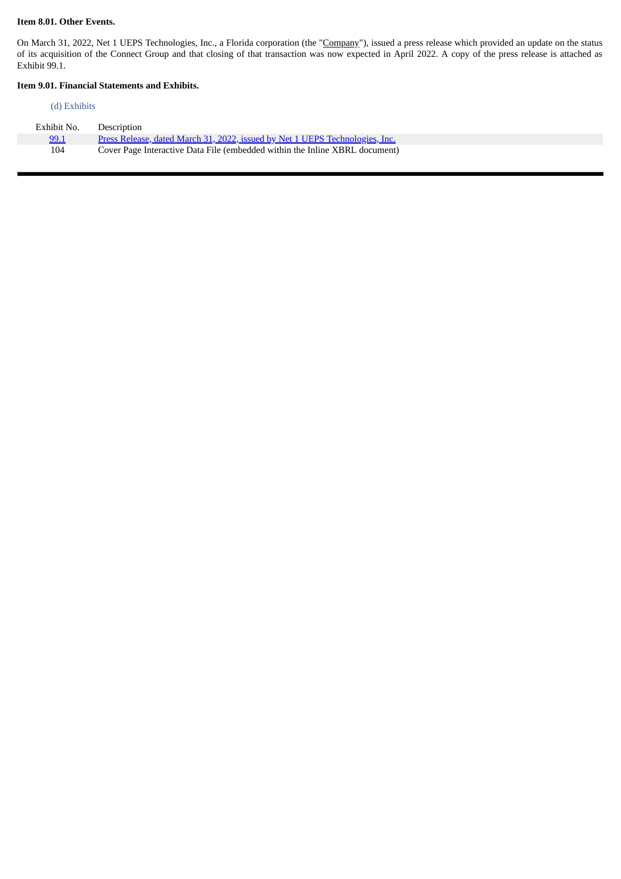**Item 8.01. Other Events.**

On March 31, 2022, Net 1 UEPS Technologies, Inc., a Florida corporation (the "Company"), issued a press release which provided an update on the status of its acquisition of the Connect Group and that closing of that transaction was now expected in April 2022. A copy of the press release is attached as Exhibit 99.1.

**Item 9.01. Financial Statements and Exhibits.**

(d) Exhibits

| Exhibit No. | Description |
| --- | --- |
| 99.1 | Press Release, dated March 31, 2022, issued by Net 1 UEPS Technologies, Inc. |
| 104 | Cover Page Interactive Data File (embedded within the Inline XBRL document) |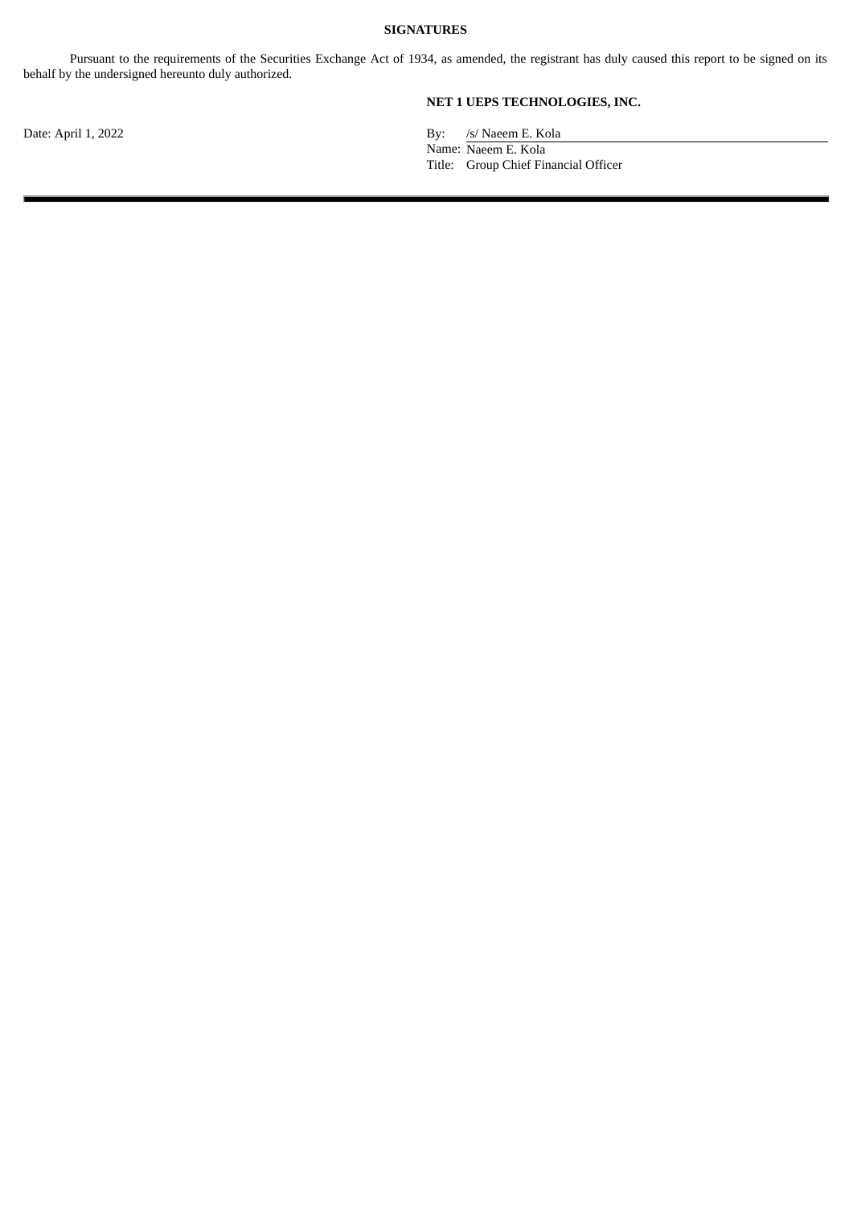**SIGNATURES**

Pursuant to the requirements of the Securities Exchange Act of 1934, as amended, the registrant has duly caused this report to be signed on its behalf by the undersigned hereunto duly authorized.

**NET 1 UEPS TECHNOLOGIES, INC.**

Date: April 1, 2022

By: /s/ Naeem E. Kola
Name: Naeem E. Kola
Title: Group Chief Financial Officer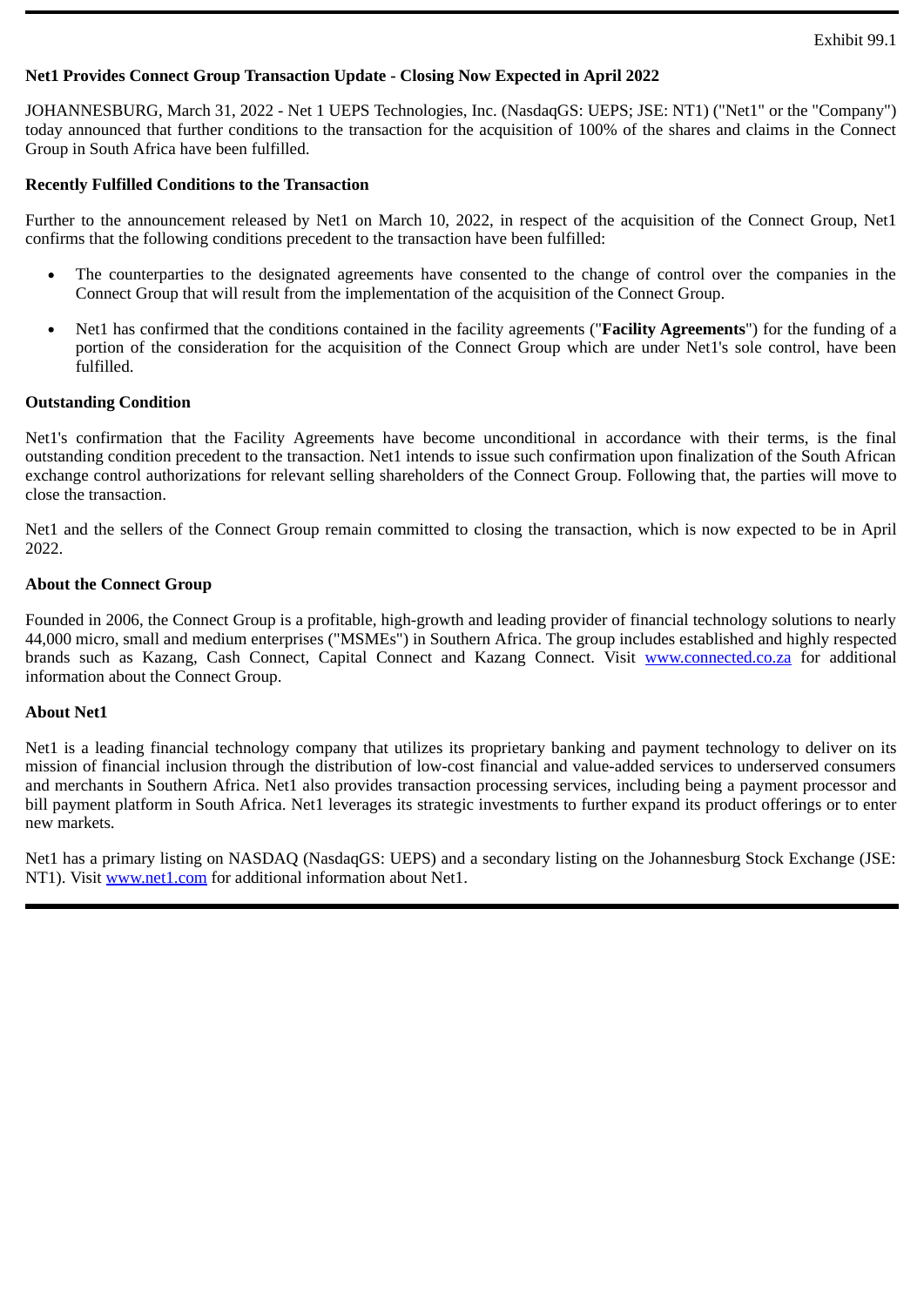Exhibit 99.1

**Net1 Provides Connect Group Transaction Update - Closing Now Expected in April 2022**

JOHANNESBURG, March 31, 2022 - Net 1 UEPS Technologies, Inc. (NasdaqGS: UEPS; JSE: NT1) ("Net1" or the "Company") today announced that further conditions to the transaction for the acquisition of 100% of the shares and claims in the Connect Group in South Africa have been fulfilled.

**Recently Fulfilled Conditions to the Transaction**

Further to the announcement released by Net1 on March 10, 2022, in respect of the acquisition of the Connect Group, Net1 confirms that the following conditions precedent to the transaction have been fulfilled:

- The counterparties to the designated agreements have consented to the change of control over the companies in the Connect Group that will result from the implementation of the acquisition of the Connect Group.
- Net1 has confirmed that the conditions contained in the facility agreements ("**Facility Agreements**") for the funding of a portion of the consideration for the acquisition of the Connect Group which are under Net1's sole control, have been fulfilled.

**Outstanding Condition**

Net1's confirmation that the Facility Agreements have become unconditional in accordance with their terms, is the final outstanding condition precedent to the transaction. Net1 intends to issue such confirmation upon finalization of the South African exchange control authorizations for relevant selling shareholders of the Connect Group. Following that, the parties will move to close the transaction.

Net1 and the sellers of the Connect Group remain committed to closing the transaction, which is now expected to be in April 2022.

**About the Connect Group**

Founded in 2006, the Connect Group is a profitable, high-growth and leading provider of financial technology solutions to nearly 44,000 micro, small and medium enterprises ("MSMEs") in Southern Africa. The group includes established and highly respected brands such as Kazang, Cash Connect, Capital Connect and Kazang Connect. Visit www.connected.co.za for additional information about the Connect Group.

**About Net1**

Net1 is a leading financial technology company that utilizes its proprietary banking and payment technology to deliver on its mission of financial inclusion through the distribution of low-cost financial and value-added services to underserved consumers and merchants in Southern Africa. Net1 also provides transaction processing services, including being a payment processor and bill payment platform in South Africa. Net1 leverages its strategic investments to further expand its product offerings or to enter new markets.

Net1 has a primary listing on NASDAQ (NasdaqGS: UEPS) and a secondary listing on the Johannesburg Stock Exchange (JSE: NT1). Visit www.net1.com for additional information about Net1.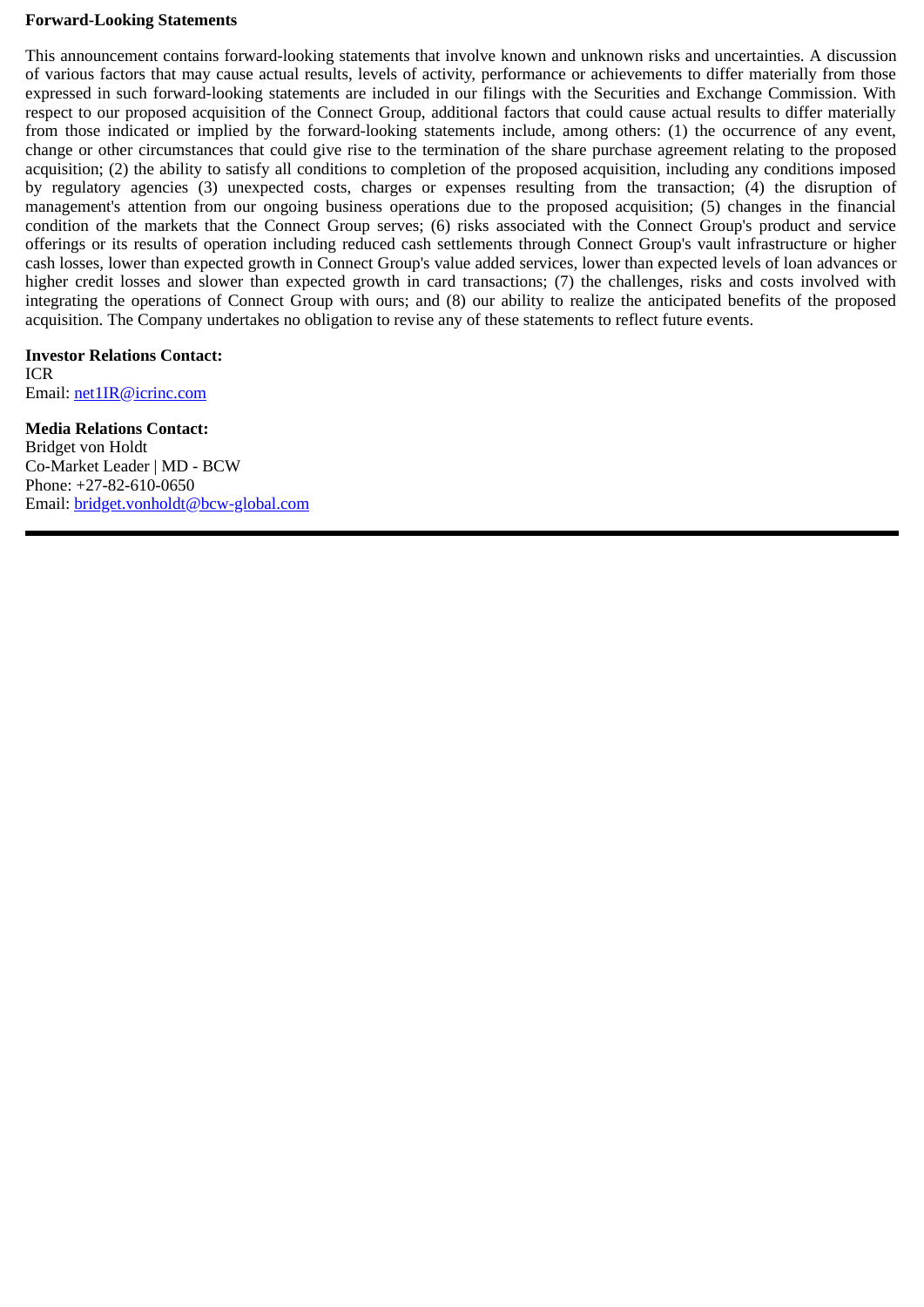**Forward-Looking Statements**

This announcement contains forward-looking statements that involve known and unknown risks and uncertainties. A discussion of various factors that may cause actual results, levels of activity, performance or achievements to differ materially from those expressed in such forward-looking statements are included in our filings with the Securities and Exchange Commission. With respect to our proposed acquisition of the Connect Group, additional factors that could cause actual results to differ materially from those indicated or implied by the forward-looking statements include, among others: (1) the occurrence of any event, change or other circumstances that could give rise to the termination of the share purchase agreement relating to the proposed acquisition; (2) the ability to satisfy all conditions to completion of the proposed acquisition, including any conditions imposed by regulatory agencies (3) unexpected costs, charges or expenses resulting from the transaction; (4) the disruption of management's attention from our ongoing business operations due to the proposed acquisition; (5) changes in the financial condition of the markets that the Connect Group serves; (6) risks associated with the Connect Group's product and service offerings or its results of operation including reduced cash settlements through Connect Group's vault infrastructure or higher cash losses, lower than expected growth in Connect Group's value added services, lower than expected levels of loan advances or higher credit losses and slower than expected growth in card transactions; (7) the challenges, risks and costs involved with integrating the operations of Connect Group with ours; and (8) our ability to realize the anticipated benefits of the proposed acquisition. The Company undertakes no obligation to revise any of these statements to reflect future events.

**Investor Relations Contact:**
ICR
Email: net1IR@icrinc.com

**Media Relations Contact:**
Bridget von Holdt
Co-Market Leader | MD - BCW
Phone: +27-82-610-0650
Email: bridget.vonholdt@bcw-global.com